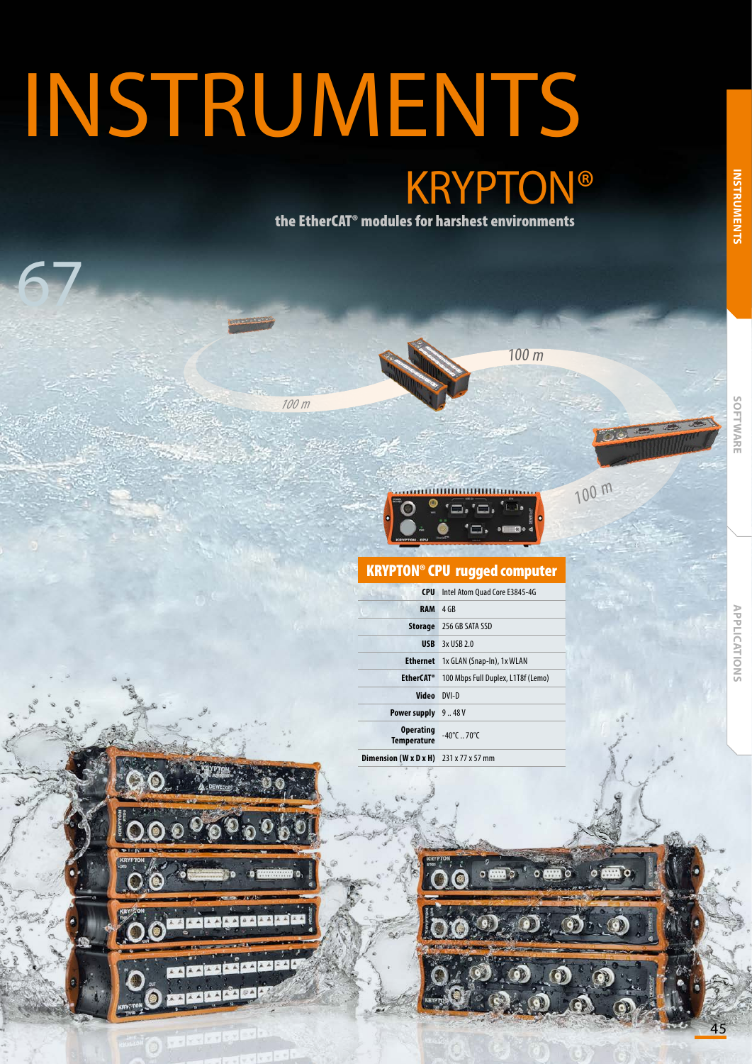# INSTRUMENTS

## KRYPTON®

**the EtherCAT® modules for harshest environments**

67

100 m

100 m

100 m

### KRYPTON® CPU rugged computer

| | |
|---|---|
| **CPU** | Intel Atom Quad Core E3845-4G |
| **RAM** | 4 GB |
| **Storage** | 256 GB SATA SSD |
| **USB** | 3x USB 2.0 |
| **Ethernet** | 1x GLAN (Snap-In), 1x WLAN |
| **EtherCAT®** | 100 Mbps Full Duplex, L1T8f (Lemo) |
| **Video** | DVI-D |
| **Power supply** | 9 .. 48 V |
| **Operating Temperature** | -40°C .. 70°C |
| **Dimension (W x D x H)** | 231 x 77 x 57 mm |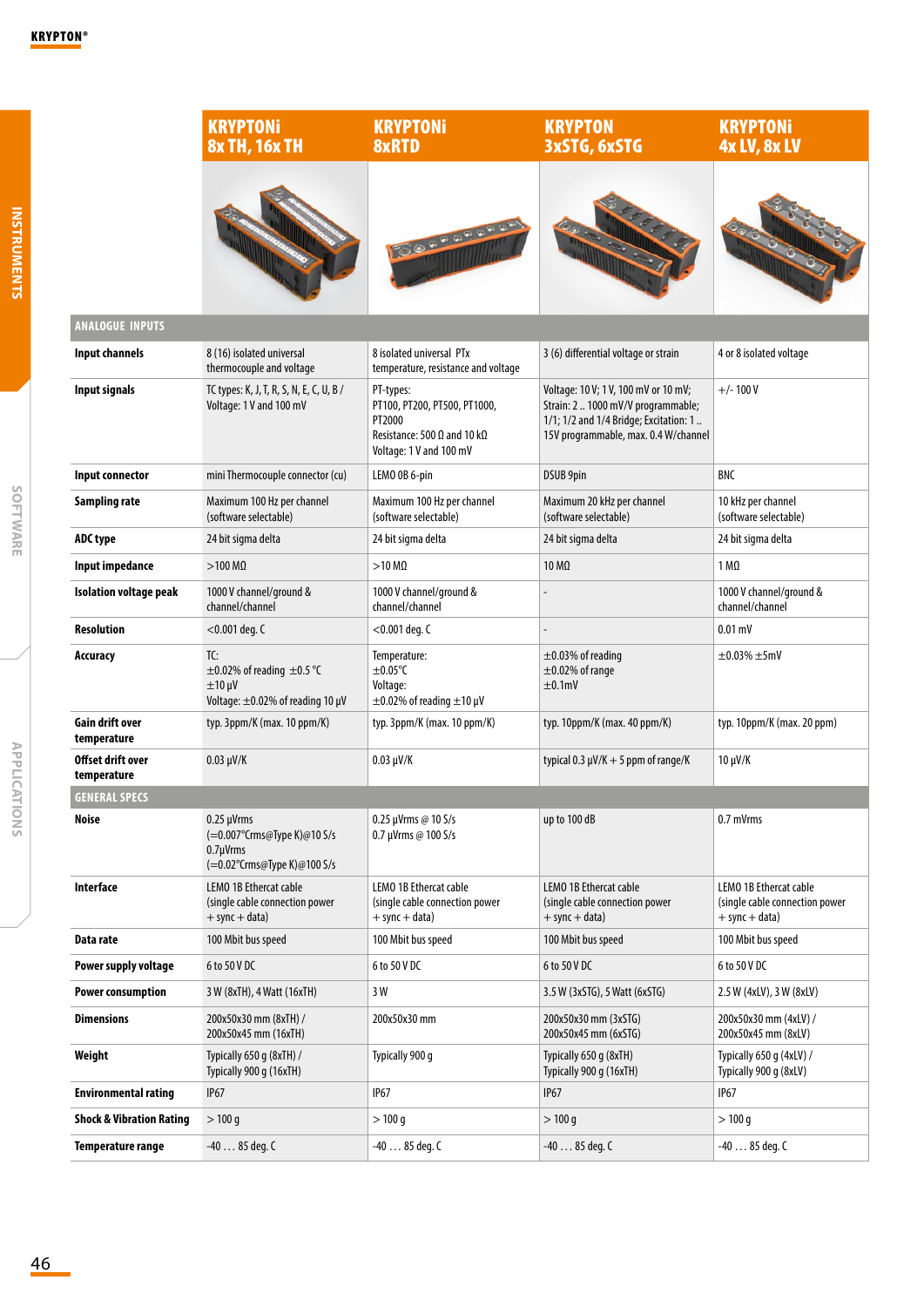| | KRYPTONi 8x TH, 16x TH | KRYPTONi 8xRTD | KRYPTON 3xSTG, 6xSTG | KRYPTONi 4x LV, 8x LV |
|---|---|---|---|---|
| **ANALOGUE INPUTS** | | | | |
| **Input channels** | 8 (16) isolated universal thermocouple and voltage | 8 isolated universal PTx temperature, resistance and voltage | 3 (6) differential voltage or strain | 4 or 8 isolated voltage |
| **Input signals** | TC types: K, J, T, R, S, N, E, C, U, B / Voltage: 1 V and 100 mV | PT-types: PT100, PT200, PT500, PT1000, PT2000 Resistance: 500 Ω and 10 kΩ Voltage: 1 V and 100 mV | Voltage: 10 V; 1 V, 100 mV or 10 mV; Strain: 2 .. 1000 mV/V programmable; 1/1; 1/2 and 1/4 Bridge; Excitation: 1 .. 15V programmable, max. 0.4 W/channel | +/- 100 V |
| **Input connector** | mini Thermocouple connector (cu) | LEMO 0B 6-pin | DSUB 9pin | BNC |
| **Sampling rate** | Maximum 100 Hz per channel (software selectable) | Maximum 100 Hz per channel (software selectable) | Maximum 20 kHz per channel (software selectable) | 10 kHz per channel (software selectable) |
| **ADC type** | 24 bit sigma delta | 24 bit sigma delta | 24 bit sigma delta | 24 bit sigma delta |
| **Input impedance** | >100 MΩ | >10 MΩ | 10 MΩ | 1 MΩ |
| **Isolation voltage peak** | 1000 V channel/ground & channel/channel | 1000 V channel/ground & channel/channel | - | 1000 V channel/ground & channel/channel |
| **Resolution** | <0.001 deg. C | <0.001 deg. C | - | 0.01 mV |
| **Accuracy** | TC: ±0.02% of reading ±0.5 °C ±10 µV Voltage: ±0.02% of reading 10 µV | Temperature: ±0.05°C Voltage: ±0.02% of reading ±10 µV | ±0.03% of reading ±0.02% of range ±0.1mV | ±0.03% ±5mV |
| **Gain drift over temperature** | typ. 3ppm/K (max. 10 ppm/K) | typ. 3ppm/K (max. 10 ppm/K) | typ. 10ppm/K (max. 40 ppm/K) | typ. 10ppm/K (max. 20 ppm) |
| **Offset drift over temperature** | 0.03 µV/K | 0.03 µV/K | typical 0.3 µV/K + 5 ppm of range/K | 10 µV/K |
| **GENERAL SPECS** | | | | |
| **Noise** | 0.25 µVrms (=0.007°Crms@Type K)@10 S/s 0.7µVrms (=0.02°Crms@Type K)@100 S/s | 0.25 µVrms @ 10 S/s 0.7 µVrms @ 100 S/s | up to 100 dB | 0.7 mVrms |
| **Interface** | LEMO 1B Ethercat cable (single cable connection power + sync + data) | LEMO 1B Ethercat cable (single cable connection power + sync + data) | LEMO 1B Ethercat cable (single cable connection power + sync + data) | LEMO 1B Ethercat cable (single cable connection power + sync + data) |
| **Data rate** | 100 Mbit bus speed | 100 Mbit bus speed | 100 Mbit bus speed | 100 Mbit bus speed |
| **Power supply voltage** | 6 to 50 V DC | 6 to 50 V DC | 6 to 50 V DC | 6 to 50 V DC |
| **Power consumption** | 3 W (8xTH), 4 Watt (16xTH) | 3 W | 3.5 W (3xSTG), 5 Watt (6xSTG) | 2.5 W (4xLV), 3 W (8xLV) |
| **Dimensions** | 200x50x30 mm (8xTH) / 200x50x45 mm (16xTH) | 200x50x30 mm | 200x50x30 mm (3xSTG) 200x50x45 mm (6xSTG) | 200x50x30 mm (4xLV) / 200x50x45 mm (8xLV) |
| **Weight** | Typically 650 g (8xTH) / Typically 900 g (16xTH) | Typically 900 g | Typically 650 g (8xTH) Typically 900 g (16xTH) | Typically 650 g (4xLV) / Typically 900 g (8xLV) |
| **Environmental rating** | IP67 | IP67 | IP67 | IP67 |
| **Shock & Vibration Rating** | > 100 g | > 100 g | > 100 g | > 100 g |
| **Temperature range** | -40 … 85 deg. C | -40 … 85 deg. C | -40 … 85 deg. C | -40 … 85 deg. C |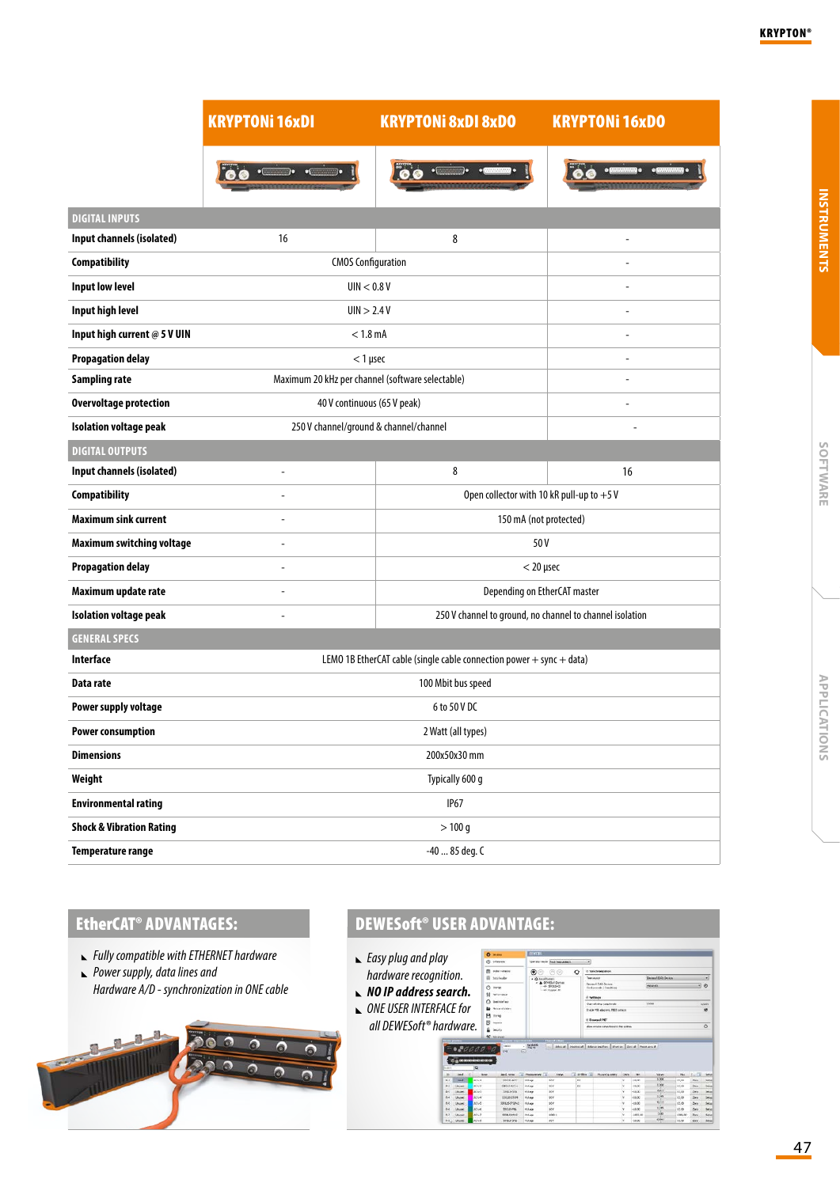| | KRYPTONi 16xDI | KRYPTONi 8xDI 8xDO | KRYPTONi 16xDO |
|---|---|---|---|
| **DIGITAL INPUTS** | | | |
| **Input channels (isolated)** | 16 | 8 | - |
| **Compatibility** | CMOS Configuration | | - |
| **Input low level** | UIN < 0.8 V | | - |
| **Input high level** | UIN > 2.4 V | | - |
| **Input high current @ 5 V UIN** | < 1.8 mA | | - |
| **Propagation delay** | < 1 µsec | | - |
| **Sampling rate** | Maximum 20 kHz per channel (software selectable) | | - |
| **Overvoltage protection** | 40 V continuous (65 V peak) | | - |
| **Isolation voltage peak** | 250 V channel/ground & channel/channel | | - |
| **DIGITAL OUTPUTS** | | | |
| **Input channels (isolated)** | - | 8 | 16 |
| **Compatibility** | - | Open collector with 10 kR pull-up to +5 V | |
| **Maximum sink current** | - | 150 mA (not protected) | |
| **Maximum switching voltage** | - | 50 V | |
| **Propagation delay** | - | < 20 µsec | |
| **Maximum update rate** | - | Depending on EtherCAT master | |
| **Isolation voltage peak** | - | 250 V channel to ground, no channel to channel isolation | |
| **GENERAL SPECS** | | | |
| **Interface** | LEMO 1B EtherCAT cable (single cable connection power + sync + data) | | |
| **Data rate** | 100 Mbit bus speed | | |
| **Power supply voltage** | 6 to 50 V DC | | |
| **Power consumption** | 2 Watt (all types) | | |
| **Dimensions** | 200x50x30 mm | | |
| **Weight** | Typically 600 g | | |
| **Environmental rating** | IP67 | | |
| **Shock & Vibration Rating** | > 100 g | | |
| **Temperature range** | -40 ... 85 deg. C | | |

## EtherCAT® ADVANTAGES:

- *Fully compatible with ETHERNET hardware*
- *Power supply, data lines and Hardware A/D - synchronization in ONE cable*

## DEWESoft® USER ADVANTAGE:

- *Easy plug and play hardware recognition.*
- ***NO IP address search.***
- *ONE USER INTERFACE for all DEWESoft® hardware.*